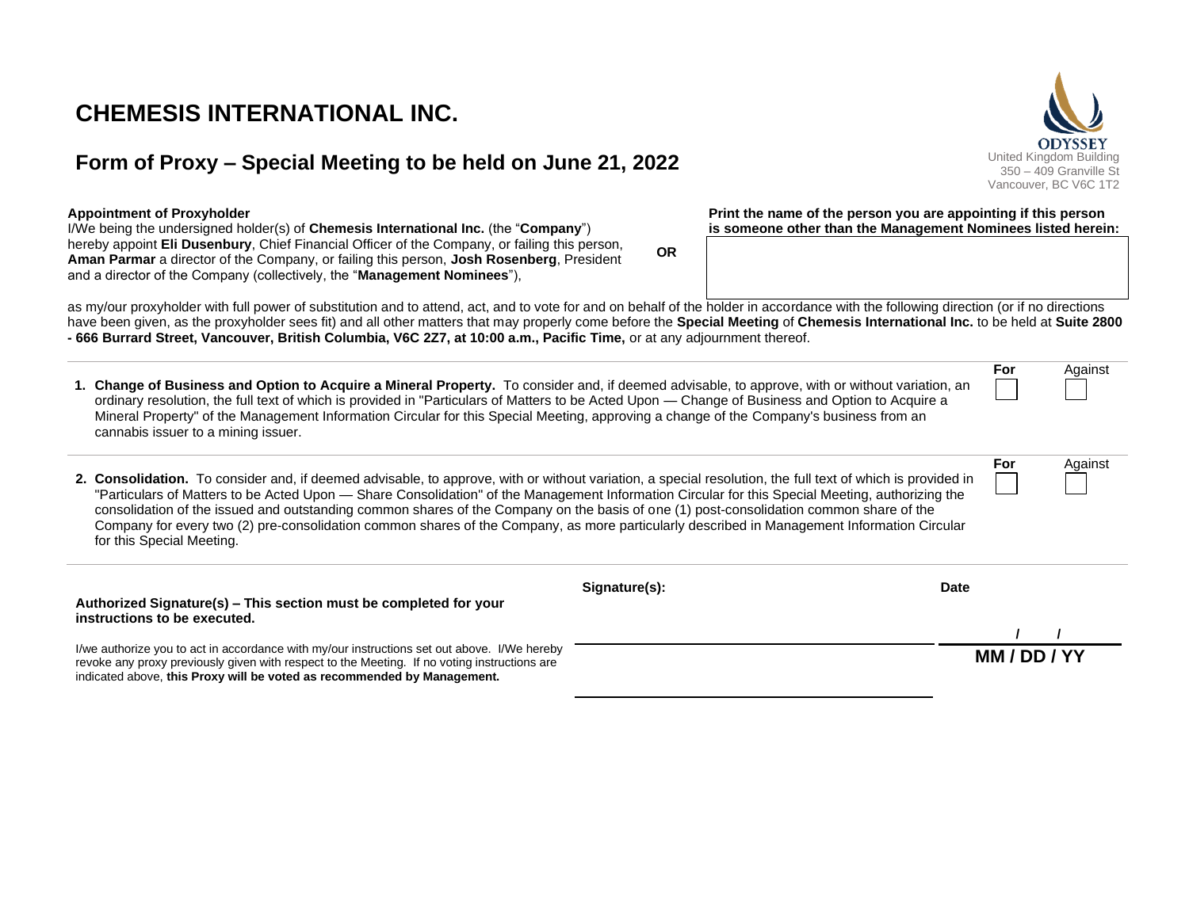# CHEMESIS INTERNATIONAL INC.

## Form of Proxy – Special Meeting to be held on June 21, 2022

ODYSSEY
United Kingdom Building
350 – 409 Granville St
Vancouver, BC V6C 1T2

**Appointment of Proxyholder**

I/We being the undersigned holder(s) of **Chemesis International Inc.** (the "**Company**") hereby appoint **Eli Dusenbury**, Chief Financial Officer of the Company, or failing this person, **Aman Parmar** a director of the Company, or failing this person, **Josh Rosenberg**, President and a director of the Company (collectively, the "**Management Nominees**"),

**OR**

**Print the name of the person you are appointing if this person is someone other than the Management Nominees listed herein:**

as my/our proxyholder with full power of substitution and to attend, act, and to vote for and on behalf of the holder in accordance with the following direction (or if no directions have been given, as the proxyholder sees fit) and all other matters that may properly come before the **Special Meeting** of **Chemesis International Inc.** to be held at **Suite 2800 - 666 Burrard Street, Vancouver, British Columbia, V6C 2Z7, at 10:00 a.m., Pacific Time,** or at any adjournment thereof.

| | For | Against |
|---|---|---|
| **1. Change of Business and Option to Acquire a Mineral Property.** To consider and, if deemed advisable, to approve, with or without variation, an ordinary resolution, the full text of which is provided in "Particulars of Matters to be Acted Upon — Change of Business and Option to Acquire a Mineral Property" of the Management Information Circular for this Special Meeting, approving a change of the Company's business from an cannabis issuer to a mining issuer. | ☐ | ☐ |
| **2. Consolidation.** To consider and, if deemed advisable, to approve, with or without variation, a special resolution, the full text of which is provided in "Particulars of Matters to be Acted Upon — Share Consolidation" of the Management Information Circular for this Special Meeting, authorizing the consolidation of the issued and outstanding common shares of the Company on the basis of one (1) post-consolidation common share of the Company for every two (2) pre-consolidation common shares of the Company, as more particularly described in Management Information Circular for this Special Meeting. | ☐ | ☐ |

**Authorized Signature(s) – This section must be completed for your instructions to be executed.**

I/we authorize you to act in accordance with my/our instructions set out above. I/We hereby revoke any proxy previously given with respect to the Meeting. If no voting instructions are indicated above, **this Proxy will be voted as recommended by Management.**

**Signature(s):** ______________________

______________________

**Date** ___ / ___ / ___

**MM / DD / YY**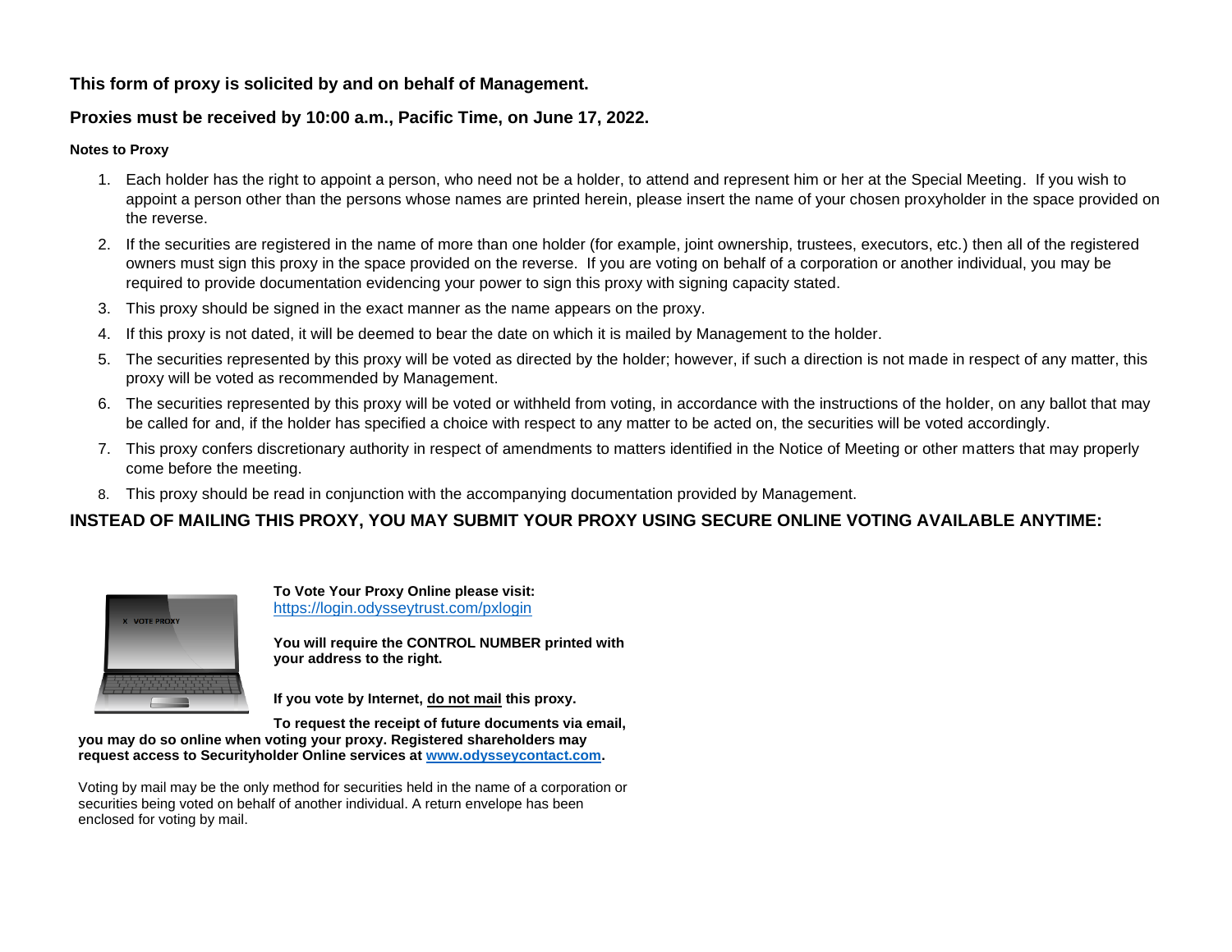**This form of proxy is solicited by and on behalf of Management.**

**Proxies must be received by 10:00 a.m., Pacific Time, on June 17, 2022.**

**Notes to Proxy**

1. Each holder has the right to appoint a person, who need not be a holder, to attend and represent him or her at the Special Meeting. If you wish to appoint a person other than the persons whose names are printed herein, please insert the name of your chosen proxyholder in the space provided on the reverse.
2. If the securities are registered in the name of more than one holder (for example, joint ownership, trustees, executors, etc.) then all of the registered owners must sign this proxy in the space provided on the reverse. If you are voting on behalf of a corporation or another individual, you may be required to provide documentation evidencing your power to sign this proxy with signing capacity stated.
3. This proxy should be signed in the exact manner as the name appears on the proxy.
4. If this proxy is not dated, it will be deemed to bear the date on which it is mailed by Management to the holder.
5. The securities represented by this proxy will be voted as directed by the holder; however, if such a direction is not made in respect of any matter, this proxy will be voted as recommended by Management.
6. The securities represented by this proxy will be voted or withheld from voting, in accordance with the instructions of the holder, on any ballot that may be called for and, if the holder has specified a choice with respect to any matter to be acted on, the securities will be voted accordingly.
7. This proxy confers discretionary authority in respect of amendments to matters identified in the Notice of Meeting or other matters that may properly come before the meeting.
8. This proxy should be read in conjunction with the accompanying documentation provided by Management.

**INSTEAD OF MAILING THIS PROXY, YOU MAY SUBMIT YOUR PROXY USING SECURE ONLINE VOTING AVAILABLE ANYTIME:**

**To Vote Your Proxy Online please visit:**
https://login.odysseytrust.com/pxlogin

**You will require the CONTROL NUMBER printed with your address to the right.**

**If you vote by Internet, do not mail this proxy.**

**To request the receipt of future documents via email, you may do so online when voting your proxy. Registered shareholders may request access to Securityholder Online services at www.odysseycontact.com.**

Voting by mail may be the only method for securities held in the name of a corporation or securities being voted on behalf of another individual. A return envelope has been enclosed for voting by mail.